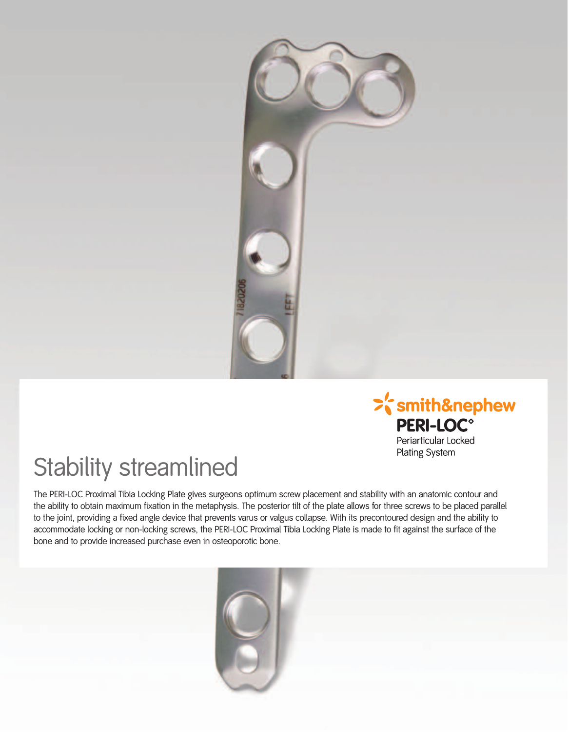smith&nephew

**PERI-LOC°**

Periarticular Locked Plating System

# Stability streamlined

The PERI-LOC Proximal Tibia Locking Plate gives surgeons optimum screw placement and stability with an anatomic contour and the ability to obtain maximum fixation in the metaphysis. The posterior tilt of the plate allows for three screws to be placed parallel to the joint, providing a fixed angle device that prevents varus or valgus collapse. With its precontoured design and the ability to accommodate locking or non-locking screws, the PERI-LOC Proximal Tibia Locking Plate is made to fit against the surface of the bone and to provide increased purchase even in osteoporotic bone.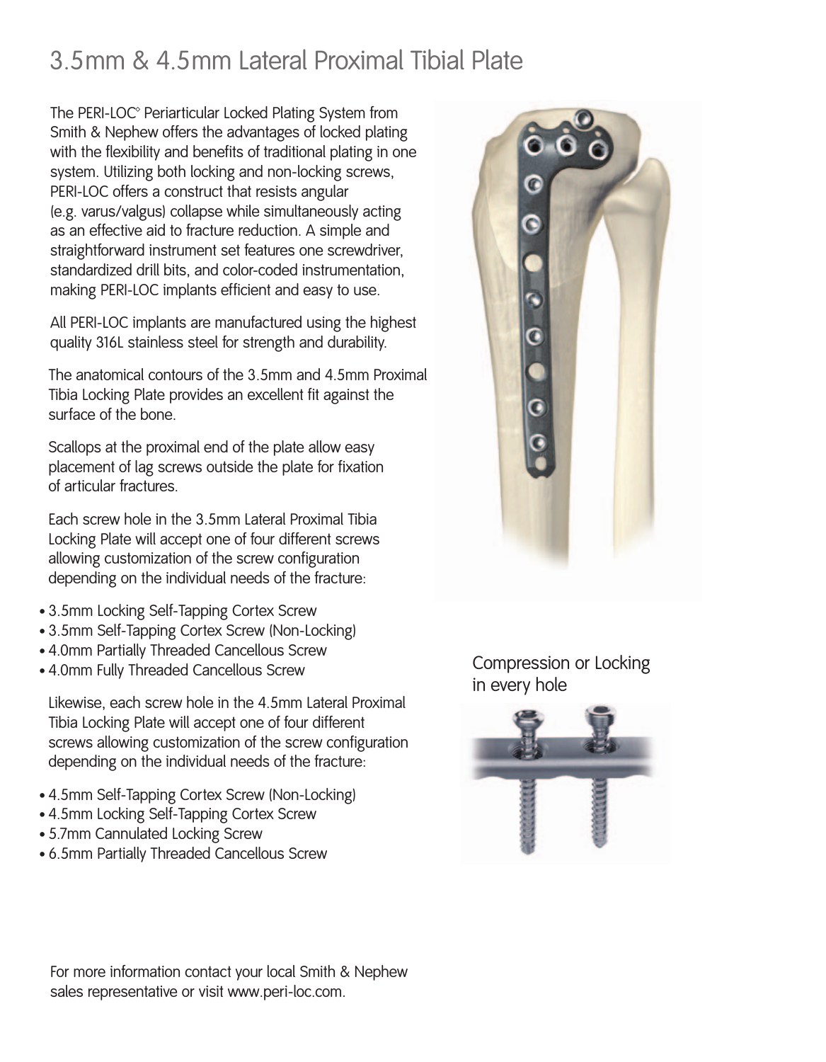# 3.5mm & 4.5mm Lateral Proximal Tibial Plate

The PERI-LOC◊ Periarticular Locked Plating System from Smith & Nephew offers the advantages of locked plating with the flexibility and benefits of traditional plating in one system. Utilizing both locking and non-locking screws, PERI-LOC offers a construct that resists angular (e.g. varus/valgus) collapse while simultaneously acting as an effective aid to fracture reduction. A simple and straightforward instrument set features one screwdriver, standardized drill bits, and color-coded instrumentation, making PERI-LOC implants efficient and easy to use.

All PERI-LOC implants are manufactured using the highest quality 316L stainless steel for strength and durability.

The anatomical contours of the 3.5mm and 4.5mm Proximal Tibia Locking Plate provides an excellent fit against the surface of the bone.

Scallops at the proximal end of the plate allow easy placement of lag screws outside the plate for fixation of articular fractures.

Each screw hole in the 3.5mm Lateral Proximal Tibia Locking Plate will accept one of four different screws allowing customization of the screw configuration depending on the individual needs of the fracture:

- 3.5mm Locking Self-Tapping Cortex Screw
- 3.5mm Self-Tapping Cortex Screw (Non-Locking)
- 4.0mm Partially Threaded Cancellous Screw
- 4.0mm Fully Threaded Cancellous Screw

Likewise, each screw hole in the 4.5mm Lateral Proximal Tibia Locking Plate will accept one of four different screws allowing customization of the screw configuration depending on the individual needs of the fracture:

- 4.5mm Self-Tapping Cortex Screw (Non-Locking)
- 4.5mm Locking Self-Tapping Cortex Screw
- 5.7mm Cannulated Locking Screw
- 6.5mm Partially Threaded Cancellous Screw

Compression or Locking in every hole

For more information contact your local Smith & Nephew sales representative or visit www.peri-loc.com.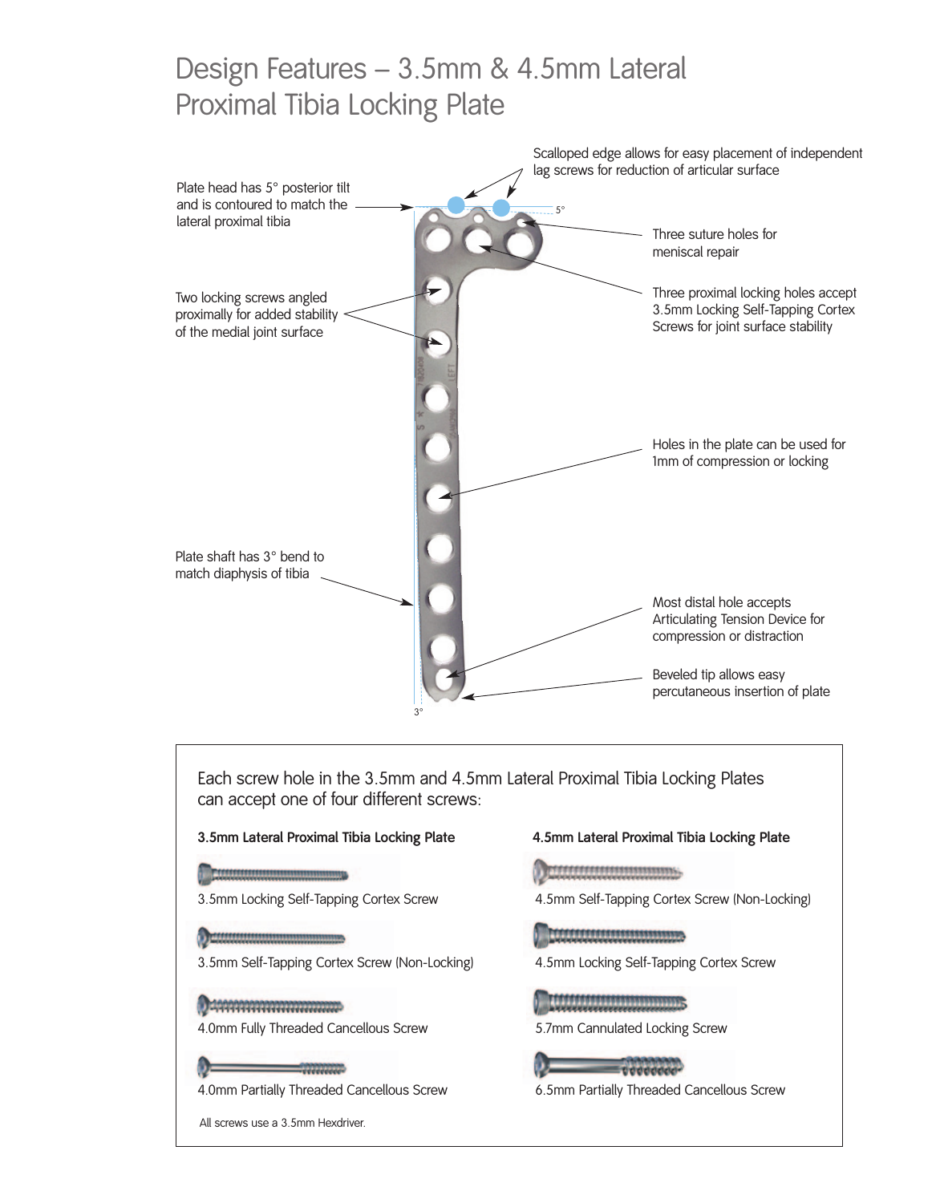# Design Features – 3.5mm & 4.5mm Lateral Proximal Tibia Locking Plate

Plate head has 5° posterior tilt and is contoured to match the lateral proximal tibia

Scalloped edge allows for easy placement of independent lag screws for reduction of articular surface

Three suture holes for meniscal repair

Three proximal locking holes accept 3.5mm Locking Self-Tapping Cortex Screws for joint surface stability

Two locking screws angled proximally for added stability of the medial joint surface

Holes in the plate can be used for 1mm of compression or locking

Plate shaft has 3° bend to match diaphysis of tibia

Most distal hole accepts Articulating Tension Device for compression or distraction

Beveled tip allows easy percutaneous insertion of plate

Each screw hole in the 3.5mm and 4.5mm Lateral Proximal Tibia Locking Plates can accept one of four different screws:

**3.5mm Lateral Proximal Tibia Locking Plate**

- 3.5mm Locking Self-Tapping Cortex Screw
- 3.5mm Self-Tapping Cortex Screw (Non-Locking)
- 4.0mm Fully Threaded Cancellous Screw
- 4.0mm Partially Threaded Cancellous Screw

**4.5mm Lateral Proximal Tibia Locking Plate**

- 4.5mm Self-Tapping Cortex Screw (Non-Locking)
- 4.5mm Locking Self-Tapping Cortex Screw
- 5.7mm Cannulated Locking Screw
- 6.5mm Partially Threaded Cancellous Screw

All screws use a 3.5mm Hexdriver.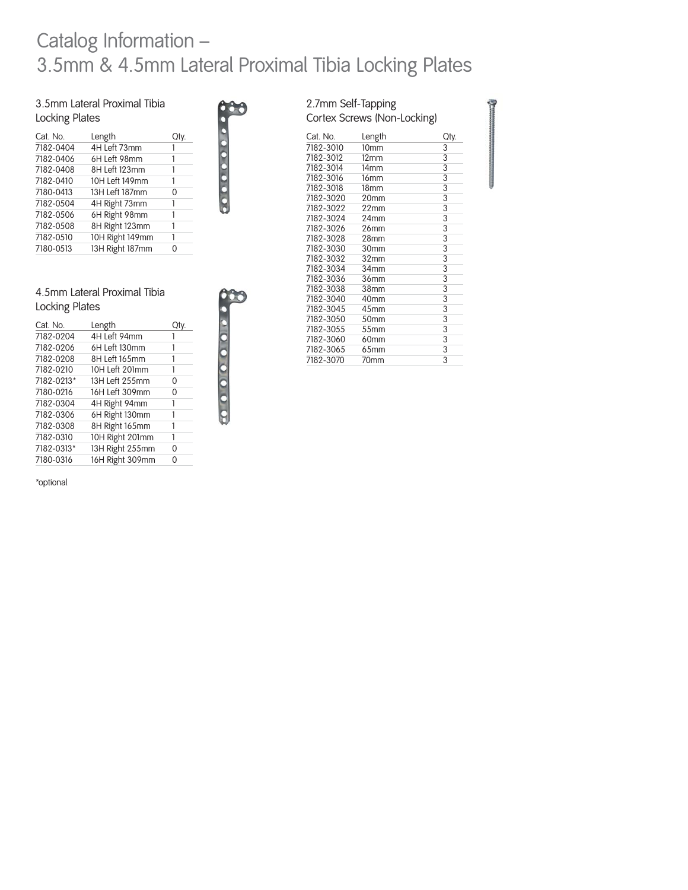# Catalog Information – 3.5mm & 4.5mm Lateral Proximal Tibia Locking Plates

## 3.5mm Lateral Proximal Tibia Locking Plates

| Cat. No. | Length | Qty. |
|---|---|---|
| 7182-0404 | 4H Left 73mm | 1 |
| 7182-0406 | 6H Left 98mm | 1 |
| 7182-0408 | 8H Left 123mm | 1 |
| 7182-0410 | 10H Left 149mm | 1 |
| 7180-0413 | 13H Left 187mm | 0 |
| 7182-0504 | 4H Right 73mm | 1 |
| 7182-0506 | 6H Right 98mm | 1 |
| 7182-0508 | 8H Right 123mm | 1 |
| 7182-0510 | 10H Right 149mm | 1 |
| 7180-0513 | 13H Right 187mm | 0 |

## 4.5mm Lateral Proximal Tibia Locking Plates

| Cat. No. | Length | Qty. |
|---|---|---|
| 7182-0204 | 4H Left 94mm | 1 |
| 7182-0206 | 6H Left 130mm | 1 |
| 7182-0208 | 8H Left 165mm | 1 |
| 7182-0210 | 10H Left 201mm | 1 |
| 7182-0213* | 13H Left 255mm | 0 |
| 7180-0216 | 16H Left 309mm | 0 |
| 7182-0304 | 4H Right 94mm | 1 |
| 7182-0306 | 6H Right 130mm | 1 |
| 7182-0308 | 8H Right 165mm | 1 |
| 7182-0310 | 10H Right 201mm | 1 |
| 7182-0313* | 13H Right 255mm | 0 |
| 7180-0316 | 16H Right 309mm | 0 |

*optional

## 2.7mm Self-Tapping Cortex Screws (Non-Locking)

| Cat. No. | Length | Qty. |
|---|---|---|
| 7182-3010 | 10mm | 3 |
| 7182-3012 | 12mm | 3 |
| 7182-3014 | 14mm | 3 |
| 7182-3016 | 16mm | 3 |
| 7182-3018 | 18mm | 3 |
| 7182-3020 | 20mm | 3 |
| 7182-3022 | 22mm | 3 |
| 7182-3024 | 24mm | 3 |
| 7182-3026 | 26mm | 3 |
| 7182-3028 | 28mm | 3 |
| 7182-3030 | 30mm | 3 |
| 7182-3032 | 32mm | 3 |
| 7182-3034 | 34mm | 3 |
| 7182-3036 | 36mm | 3 |
| 7182-3038 | 38mm | 3 |
| 7182-3040 | 40mm | 3 |
| 7182-3045 | 45mm | 3 |
| 7182-3050 | 50mm | 3 |
| 7182-3055 | 55mm | 3 |
| 7182-3060 | 60mm | 3 |
| 7182-3065 | 65mm | 3 |
| 7182-3070 | 70mm | 3 |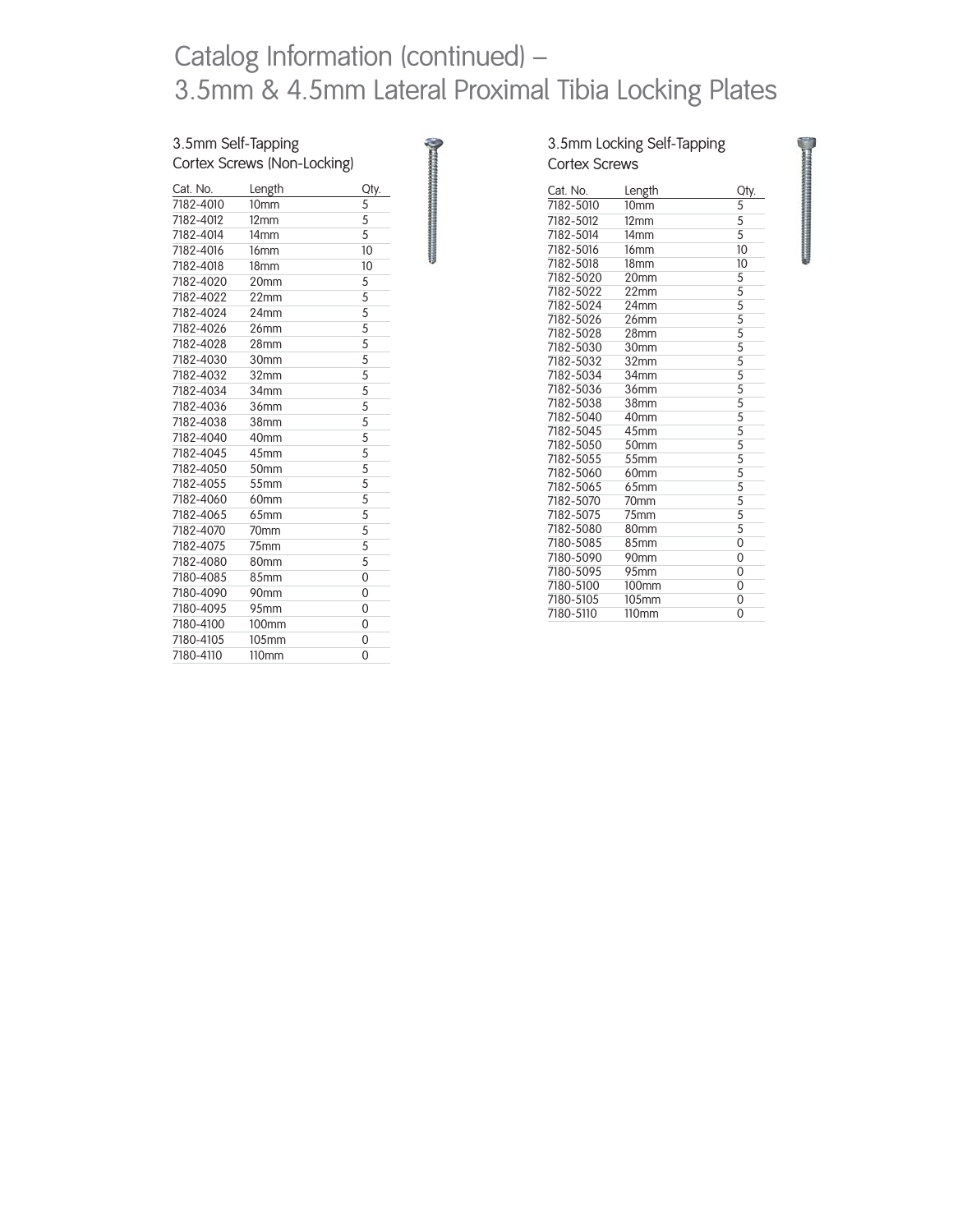# Catalog Information (continued) – 3.5mm & 4.5mm Lateral Proximal Tibia Locking Plates

## 3.5mm Self-Tapping Cortex Screws (Non-Locking)

| Cat. No. | Length | Qty. |
|---|---|---|
| 7182-4010 | 10mm | 5 |
| 7182-4012 | 12mm | 5 |
| 7182-4014 | 14mm | 5 |
| 7182-4016 | 16mm | 10 |
| 7182-4018 | 18mm | 10 |
| 7182-4020 | 20mm | 5 |
| 7182-4022 | 22mm | 5 |
| 7182-4024 | 24mm | 5 |
| 7182-4026 | 26mm | 5 |
| 7182-4028 | 28mm | 5 |
| 7182-4030 | 30mm | 5 |
| 7182-4032 | 32mm | 5 |
| 7182-4034 | 34mm | 5 |
| 7182-4036 | 36mm | 5 |
| 7182-4038 | 38mm | 5 |
| 7182-4040 | 40mm | 5 |
| 7182-4045 | 45mm | 5 |
| 7182-4050 | 50mm | 5 |
| 7182-4055 | 55mm | 5 |
| 7182-4060 | 60mm | 5 |
| 7182-4065 | 65mm | 5 |
| 7182-4070 | 70mm | 5 |
| 7182-4075 | 75mm | 5 |
| 7182-4080 | 80mm | 5 |
| 7180-4085 | 85mm | 0 |
| 7180-4090 | 90mm | 0 |
| 7180-4095 | 95mm | 0 |
| 7180-4100 | 100mm | 0 |
| 7180-4105 | 105mm | 0 |
| 7180-4110 | 110mm | 0 |

## 3.5mm Locking Self-Tapping Cortex Screws

| Cat. No. | Length | Qty. |
|---|---|---|
| 7182-5010 | 10mm | 5 |
| 7182-5012 | 12mm | 5 |
| 7182-5014 | 14mm | 5 |
| 7182-5016 | 16mm | 10 |
| 7182-5018 | 18mm | 10 |
| 7182-5020 | 20mm | 5 |
| 7182-5022 | 22mm | 5 |
| 7182-5024 | 24mm | 5 |
| 7182-5026 | 26mm | 5 |
| 7182-5028 | 28mm | 5 |
| 7182-5030 | 30mm | 5 |
| 7182-5032 | 32mm | 5 |
| 7182-5034 | 34mm | 5 |
| 7182-5036 | 36mm | 5 |
| 7182-5038 | 38mm | 5 |
| 7182-5040 | 40mm | 5 |
| 7182-5045 | 45mm | 5 |
| 7182-5050 | 50mm | 5 |
| 7182-5055 | 55mm | 5 |
| 7182-5060 | 60mm | 5 |
| 7182-5065 | 65mm | 5 |
| 7182-5070 | 70mm | 5 |
| 7182-5075 | 75mm | 5 |
| 7182-5080 | 80mm | 5 |
| 7180-5085 | 85mm | 0 |
| 7180-5090 | 90mm | 0 |
| 7180-5095 | 95mm | 0 |
| 7180-5100 | 100mm | 0 |
| 7180-5105 | 105mm | 0 |
| 7180-5110 | 110mm | 0 |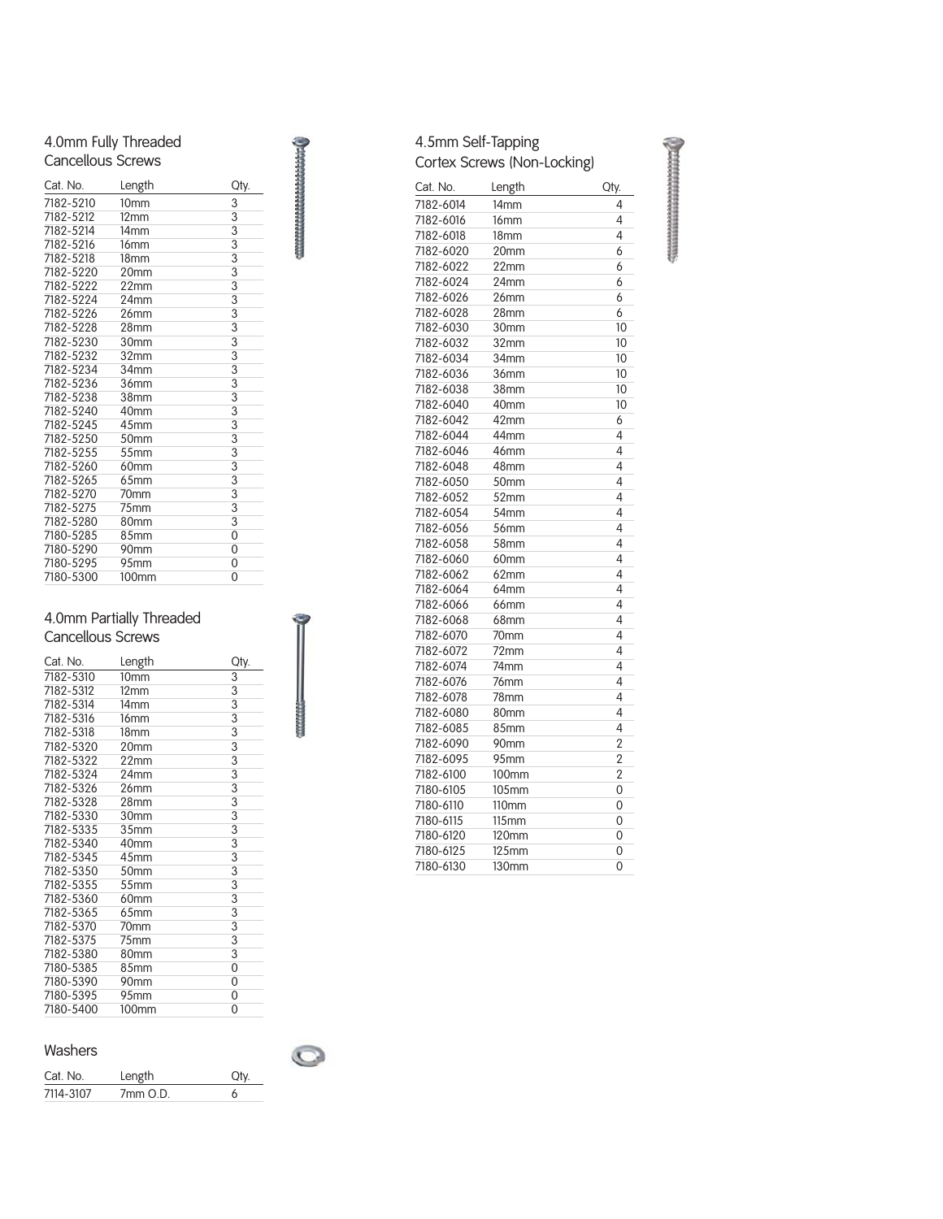## 4.0mm Fully Threaded Cancellous Screws

| Cat. No. | Length | Qty. |
| --- | --- | --- |
| 7182-5210 | 10mm | 3 |
| 7182-5212 | 12mm | 3 |
| 7182-5214 | 14mm | 3 |
| 7182-5216 | 16mm | 3 |
| 7182-5218 | 18mm | 3 |
| 7182-5220 | 20mm | 3 |
| 7182-5222 | 22mm | 3 |
| 7182-5224 | 24mm | 3 |
| 7182-5226 | 26mm | 3 |
| 7182-5228 | 28mm | 3 |
| 7182-5230 | 30mm | 3 |
| 7182-5232 | 32mm | 3 |
| 7182-5234 | 34mm | 3 |
| 7182-5236 | 36mm | 3 |
| 7182-5238 | 38mm | 3 |
| 7182-5240 | 40mm | 3 |
| 7182-5245 | 45mm | 3 |
| 7182-5250 | 50mm | 3 |
| 7182-5255 | 55mm | 3 |
| 7182-5260 | 60mm | 3 |
| 7182-5265 | 65mm | 3 |
| 7182-5270 | 70mm | 3 |
| 7182-5275 | 75mm | 3 |
| 7182-5280 | 80mm | 3 |
| 7180-5285 | 85mm | 0 |
| 7180-5290 | 90mm | 0 |
| 7180-5295 | 95mm | 0 |
| 7180-5300 | 100mm | 0 |

## 4.0mm Partially Threaded Cancellous Screws

| Cat. No. | Length | Qty. |
| --- | --- | --- |
| 7182-5310 | 10mm | 3 |
| 7182-5312 | 12mm | 3 |
| 7182-5314 | 14mm | 3 |
| 7182-5316 | 16mm | 3 |
| 7182-5318 | 18mm | 3 |
| 7182-5320 | 20mm | 3 |
| 7182-5322 | 22mm | 3 |
| 7182-5324 | 24mm | 3 |
| 7182-5326 | 26mm | 3 |
| 7182-5328 | 28mm | 3 |
| 7182-5330 | 30mm | 3 |
| 7182-5335 | 35mm | 3 |
| 7182-5340 | 40mm | 3 |
| 7182-5345 | 45mm | 3 |
| 7182-5350 | 50mm | 3 |
| 7182-5355 | 55mm | 3 |
| 7182-5360 | 60mm | 3 |
| 7182-5365 | 65mm | 3 |
| 7182-5370 | 70mm | 3 |
| 7182-5375 | 75mm | 3 |
| 7182-5380 | 80mm | 3 |
| 7180-5385 | 85mm | 0 |
| 7180-5390 | 90mm | 0 |
| 7180-5395 | 95mm | 0 |
| 7180-5400 | 100mm | 0 |

## Washers

| Cat. No. | Length | Qty. |
| --- | --- | --- |
| 7114-3107 | 7mm O.D. | 6 |

## 4.5mm Self-Tapping Cortex Screws (Non-Locking)

| Cat. No. | Length | Qty. |
| --- | --- | --- |
| 7182-6014 | 14mm | 4 |
| 7182-6016 | 16mm | 4 |
| 7182-6018 | 18mm | 4 |
| 7182-6020 | 20mm | 6 |
| 7182-6022 | 22mm | 6 |
| 7182-6024 | 24mm | 6 |
| 7182-6026 | 26mm | 6 |
| 7182-6028 | 28mm | 6 |
| 7182-6030 | 30mm | 10 |
| 7182-6032 | 32mm | 10 |
| 7182-6034 | 34mm | 10 |
| 7182-6036 | 36mm | 10 |
| 7182-6038 | 38mm | 10 |
| 7182-6040 | 40mm | 10 |
| 7182-6042 | 42mm | 6 |
| 7182-6044 | 44mm | 4 |
| 7182-6046 | 46mm | 4 |
| 7182-6048 | 48mm | 4 |
| 7182-6050 | 50mm | 4 |
| 7182-6052 | 52mm | 4 |
| 7182-6054 | 54mm | 4 |
| 7182-6056 | 56mm | 4 |
| 7182-6058 | 58mm | 4 |
| 7182-6060 | 60mm | 4 |
| 7182-6062 | 62mm | 4 |
| 7182-6064 | 64mm | 4 |
| 7182-6066 | 66mm | 4 |
| 7182-6068 | 68mm | 4 |
| 7182-6070 | 70mm | 4 |
| 7182-6072 | 72mm | 4 |
| 7182-6074 | 74mm | 4 |
| 7182-6076 | 76mm | 4 |
| 7182-6078 | 78mm | 4 |
| 7182-6080 | 80mm | 4 |
| 7182-6085 | 85mm | 4 |
| 7182-6090 | 90mm | 2 |
| 7182-6095 | 95mm | 2 |
| 7182-6100 | 100mm | 2 |
| 7180-6105 | 105mm | 0 |
| 7180-6110 | 110mm | 0 |
| 7180-6115 | 115mm | 0 |
| 7180-6120 | 120mm | 0 |
| 7180-6125 | 125mm | 0 |
| 7180-6130 | 130mm | 0 |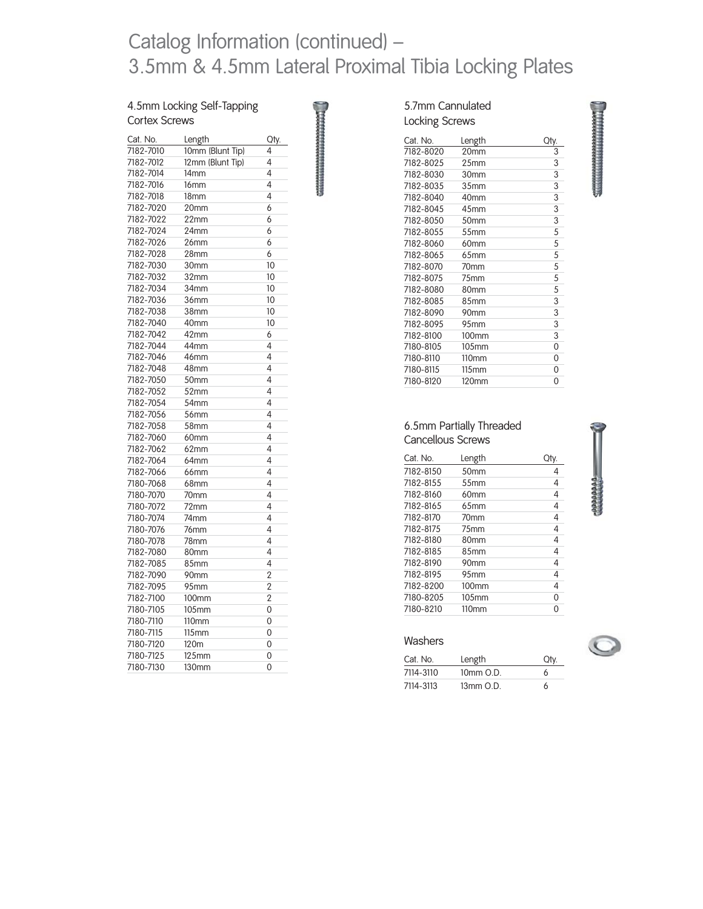# Catalog Information (continued) – 3.5mm & 4.5mm Lateral Proximal Tibia Locking Plates

## 4.5mm Locking Self-Tapping Cortex Screws

| Cat. No. | Length | Qty. |
|---|---|---|
| 7182-7010 | 10mm (Blunt Tip) | 4 |
| 7182-7012 | 12mm (Blunt Tip) | 4 |
| 7182-7014 | 14mm | 4 |
| 7182-7016 | 16mm | 4 |
| 7182-7018 | 18mm | 4 |
| 7182-7020 | 20mm | 6 |
| 7182-7022 | 22mm | 6 |
| 7182-7024 | 24mm | 6 |
| 7182-7026 | 26mm | 6 |
| 7182-7028 | 28mm | 6 |
| 7182-7030 | 30mm | 10 |
| 7182-7032 | 32mm | 10 |
| 7182-7034 | 34mm | 10 |
| 7182-7036 | 36mm | 10 |
| 7182-7038 | 38mm | 10 |
| 7182-7040 | 40mm | 10 |
| 7182-7042 | 42mm | 6 |
| 7182-7044 | 44mm | 4 |
| 7182-7046 | 46mm | 4 |
| 7182-7048 | 48mm | 4 |
| 7182-7050 | 50mm | 4 |
| 7182-7052 | 52mm | 4 |
| 7182-7054 | 54mm | 4 |
| 7182-7056 | 56mm | 4 |
| 7182-7058 | 58mm | 4 |
| 7182-7060 | 60mm | 4 |
| 7182-7062 | 62mm | 4 |
| 7182-7064 | 64mm | 4 |
| 7182-7066 | 66mm | 4 |
| 7180-7068 | 68mm | 4 |
| 7180-7070 | 70mm | 4 |
| 7180-7072 | 72mm | 4 |
| 7180-7074 | 74mm | 4 |
| 7180-7076 | 76mm | 4 |
| 7180-7078 | 78mm | 4 |
| 7182-7080 | 80mm | 4 |
| 7182-7085 | 85mm | 4 |
| 7182-7090 | 90mm | 2 |
| 7182-7095 | 95mm | 2 |
| 7182-7100 | 100mm | 2 |
| 7180-7105 | 105mm | 0 |
| 7180-7110 | 110mm | 0 |
| 7180-7115 | 115mm | 0 |
| 7180-7120 | 120m | 0 |
| 7180-7125 | 125mm | 0 |
| 7180-7130 | 130mm | 0 |

## 5.7mm Cannulated Locking Screws

| Cat. No. | Length | Qty. |
|---|---|---|
| 7182-8020 | 20mm | 3 |
| 7182-8025 | 25mm | 3 |
| 7182-8030 | 30mm | 3 |
| 7182-8035 | 35mm | 3 |
| 7182-8040 | 40mm | 3 |
| 7182-8045 | 45mm | 3 |
| 7182-8050 | 50mm | 3 |
| 7182-8055 | 55mm | 5 |
| 7182-8060 | 60mm | 5 |
| 7182-8065 | 65mm | 5 |
| 7182-8070 | 70mm | 5 |
| 7182-8075 | 75mm | 5 |
| 7182-8080 | 80mm | 5 |
| 7182-8085 | 85mm | 3 |
| 7182-8090 | 90mm | 3 |
| 7182-8095 | 95mm | 3 |
| 7182-8100 | 100mm | 3 |
| 7180-8105 | 105mm | 0 |
| 7180-8110 | 110mm | 0 |
| 7180-8115 | 115mm | 0 |
| 7180-8120 | 120mm | 0 |

## 6.5mm Partially Threaded Cancellous Screws

| Cat. No. | Length | Qty. |
|---|---|---|
| 7182-8150 | 50mm | 4 |
| 7182-8155 | 55mm | 4 |
| 7182-8160 | 60mm | 4 |
| 7182-8165 | 65mm | 4 |
| 7182-8170 | 70mm | 4 |
| 7182-8175 | 75mm | 4 |
| 7182-8180 | 80mm | 4 |
| 7182-8185 | 85mm | 4 |
| 7182-8190 | 90mm | 4 |
| 7182-8195 | 95mm | 4 |
| 7182-8200 | 100mm | 4 |
| 7180-8205 | 105mm | 0 |
| 7180-8210 | 110mm | 0 |

## Washers

| Cat. No. | Length | Qty. |
|---|---|---|
| 7114-3110 | 10mm O.D. | 6 |
| 7114-3113 | 13mm O.D. | 6 |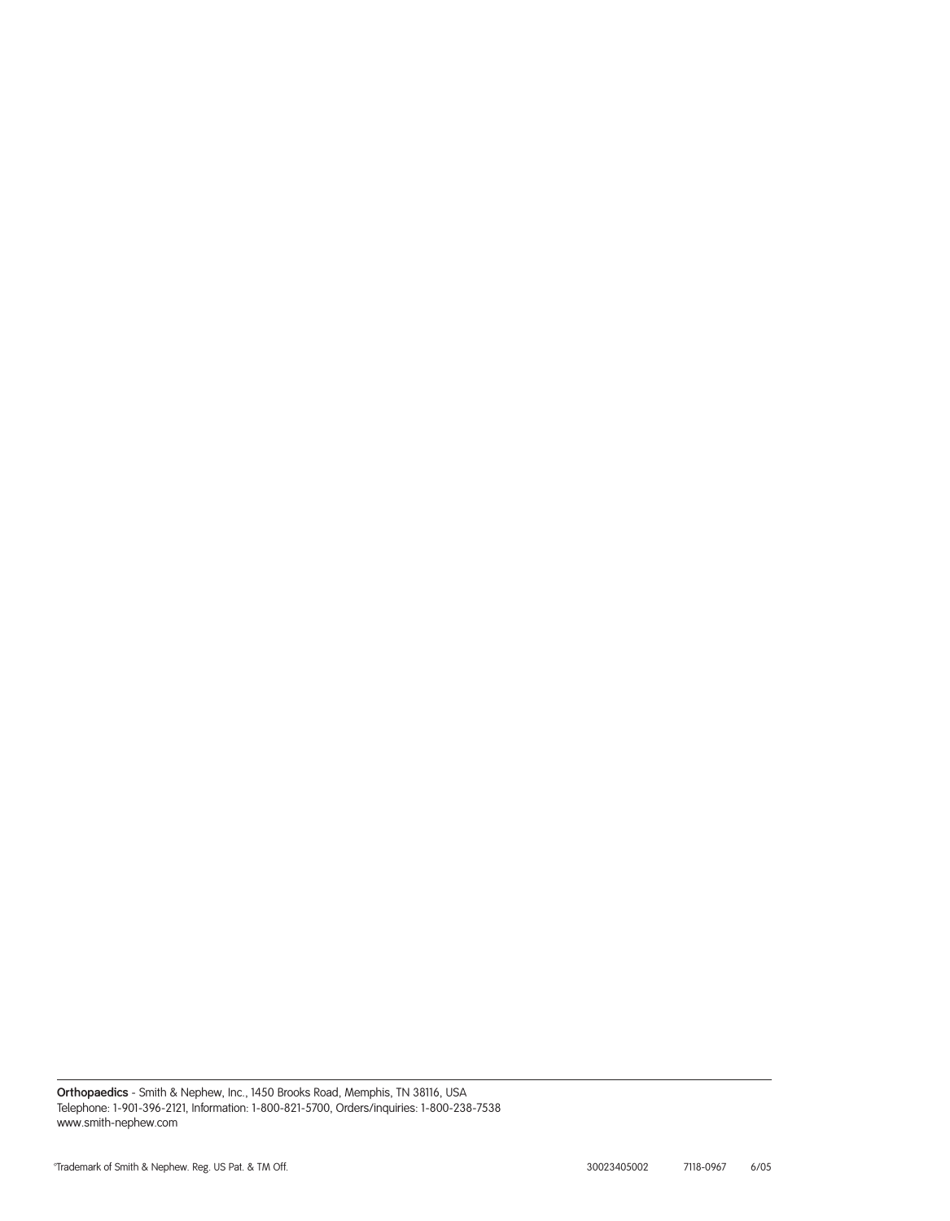**Orthopaedics** - Smith & Nephew, Inc., 1450 Brooks Road, Memphis, TN 38116, USA
Telephone: 1-901-396-2121, Information: 1-800-821-5700, Orders/inquiries: 1-800-238-7538
www.smith-nephew.com

°Trademark of Smith & Nephew. Reg. US Pat. & TM Off.

30023405002 7118-0967 6/05